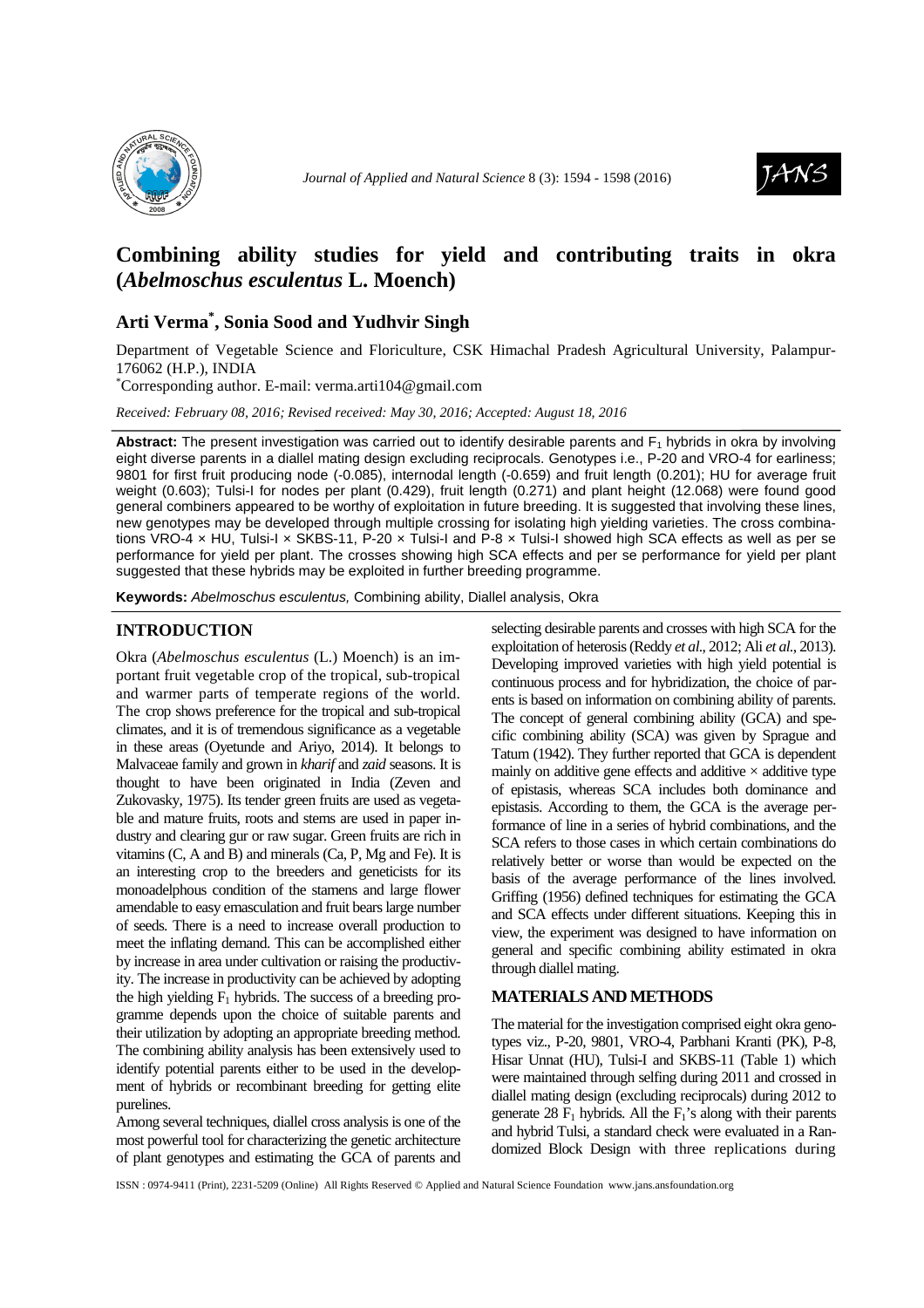# Combining ability studies for yield and contributing traits in okra (*Abelmoschus esculentus* L. Moench)

## Arti Verma[*], Sonia Sood and Yudhvir Singh

Department of Vegetable Science and Floriculture, CSK Himachal Pradesh Agricultural University, Palampur-176062 (H.P.), INDIA

[*]Corresponding author. E-mail: verma.arti104@gmail.com

*Received: February 08, 2016; Revised received: May 30, 2016; Accepted: August 18, 2016*

**Abstract:** The present investigation was carried out to identify desirable parents and $F_1$ hybrids in okra by involving eight diverse parents in a diallel mating design excluding reciprocals. Genotypes i.e., P-20 and VRO-4 for earliness; 9801 for first fruit producing node (-0.085), internodal length (-0.659) and fruit length (0.201); HU for average fruit weight (0.603); Tulsi-I for nodes per plant (0.429), fruit length (0.271) and plant height (12.068) were found good general combiners appeared to be worthy of exploitation in future breeding. It is suggested that involving these lines, new genotypes may be developed through multiple crossing for isolating high yielding varieties. The cross combinations VRO-4 × HU, Tulsi-I × SKBS-11, P-20 × Tulsi-I and P-8 × Tulsi-I showed high SCA effects as well as per se performance for yield per plant. The crosses showing high SCA effects and per se performance for yield per plant suggested that these hybrids may be exploited in further breeding programme.

**Keywords:** *Abelmoschus esculentus,* Combining ability, Diallel analysis, Okra

## INTRODUCTION

Okra (*Abelmoschus esculentus* (L.) Moench) is an important fruit vegetable crop of the tropical, sub-tropical and warmer parts of temperate regions of the world. The crop shows preference for the tropical and sub-tropical climates, and it is of tremendous significance as a vegetable in these areas (Oyetunde and Ariyo, 2014). It belongs to Malvaceae family and grown in *kharif* and *zaid* seasons. It is thought to have been originated in India (Zeven and Zukovasky, 1975). Its tender green fruits are used as vegetable and mature fruits, roots and stems are used in paper industry and clearing gur or raw sugar. Green fruits are rich in vitamins (C, A and B) and minerals (Ca, P, Mg and Fe). It is an interesting crop to the breeders and geneticists for its monoadelphous condition of the stamens and large flower amendable to easy emasculation and fruit bears large number of seeds. There is a need to increase overall production to meet the inflating demand. This can be accomplished either by increase in area under cultivation or raising the productivity. The increase in productivity can be achieved by adopting the high yielding $F_1$ hybrids. The success of a breeding programme depends upon the choice of suitable parents and their utilization by adopting an appropriate breeding method. The combining ability analysis has been extensively used to identify potential parents either to be used in the development of hybrids or recombinant breeding for getting elite purelines.

Among several techniques, diallel cross analysis is one of the most powerful tool for characterizing the genetic architecture of plant genotypes and estimating the GCA of parents and selecting desirable parents and crosses with high SCA for the exploitation of heterosis (Reddy *et al.*, 2012; Ali *et al.*, 2013). Developing improved varieties with high yield potential is continuous process and for hybridization, the choice of parents is based on information on combining ability of parents. The concept of general combining ability (GCA) and specific combining ability (SCA) was given by Sprague and Tatum (1942). They further reported that GCA is dependent mainly on additive gene effects and additive × additive type of epistasis, whereas SCA includes both dominance and epistasis. According to them, the GCA is the average performance of line in a series of hybrid combinations, and the SCA refers to those cases in which certain combinations do relatively better or worse than would be expected on the basis of the average performance of the lines involved. Griffing (1956) defined techniques for estimating the GCA and SCA effects under different situations. Keeping this in view, the experiment was designed to have information on general and specific combining ability estimated in okra through diallel mating.

## MATERIALS AND METHODS

The material for the investigation comprised eight okra genotypes viz., P-20, 9801, VRO-4, Parbhani Kranti (PK), P-8, Hisar Unnat (HU), Tulsi-I and SKBS-11 (Table 1) which were maintained through selfing during 2011 and crossed in diallel mating design (excluding reciprocals) during 2012 to generate 28 $F_1$ hybrids. All the $F_1$'s along with their parents and hybrid Tulsi, a standard check were evaluated in a Randomized Block Design with three replications during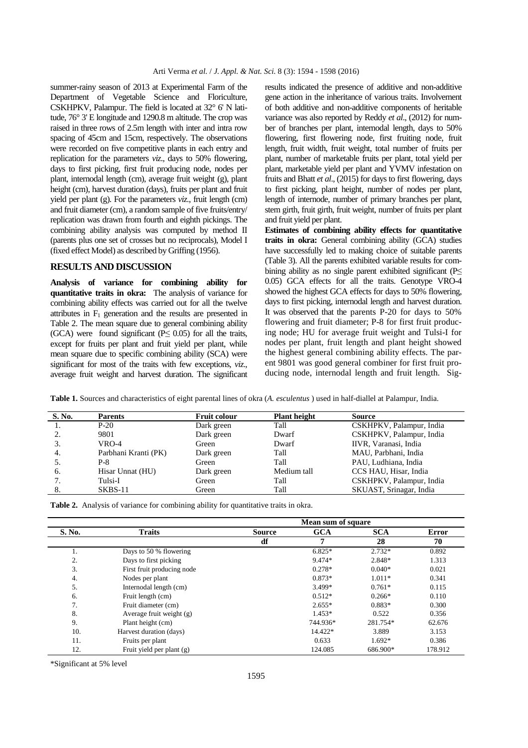summer-rainy season of 2013 at Experimental Farm of the Department of Vegetable Science and Floriculture, CSKHPKV, Palampur. The field is located at 32° 6' N latitude, 76° 3' E longitude and 1290.8 m altitude. The crop was raised in three rows of 2.5m length with inter and intra row spacing of 45cm and 15cm, respectively. The observations were recorded on five competitive plants in each entry and replication for the parameters *viz*., days to 50% flowering, days to first picking, first fruit producing node, nodes per plant, internodal length (cm), average fruit weight (g), plant height (cm), harvest duration (days), fruits per plant and fruit yield per plant (g). For the parameters *viz*., fruit length (cm) and fruit diameter (cm), a random sample of five fruits/entry/replication was drawn from fourth and eighth pickings. The combining ability analysis was computed by method II (parents plus one set of crosses but no reciprocals), Model I (fixed effect Model) as described by Griffing (1956).

## RESULTS AND DISCUSSION

**Analysis of variance for combining ability for quantitative traits in okra:** The analysis of variance for combining ability effects was carried out for all the twelve attributes in $F_1$ generation and the results are presented in Table 2. The mean square due to general combining ability (GCA) were found significant ($P \leq 0.05$) for all the traits, except for fruits per plant and fruit yield per plant, while mean square due to specific combining ability (SCA) were significant for most of the traits with few exceptions, *viz*., average fruit weight and harvest duration. The significant results indicated the presence of additive and non-additive gene action in the inheritance of various traits. Involvement of both additive and non-additive components of heritable variance was also reported by Reddy *et al*., (2012) for number of branches per plant, internodal length, days to 50% flowering, first flowering node, first fruiting node, fruit length, fruit width, fruit weight, total number of fruits per plant, number of marketable fruits per plant, total yield per plant, marketable yield per plant and YVMV infestation on fruits and Bhatt *et al*., (2015) for days to first flowering, days to first picking, plant height, number of nodes per plant, length of internode, number of primary branches per plant, stem girth, fruit girth, fruit weight, number of fruits per plant and fruit yield per plant.

**Estimates of combining ability effects for quantitative traits in okra:** General combining ability (GCA) studies have successfully led to making choice of suitable parents (Table 3). All the parents exhibited variable results for combining ability as no single parent exhibited significant ($P \leq 0.05$) GCA effects for all the traits. Genotype VRO-4 showed the highest GCA effects for days to 50% flowering, days to first picking, internodal length and harvest duration. It was observed that the parents P-20 for days to 50% flowering and fruit diameter; P-8 for first fruit producing node; HU for average fruit weight and Tulsi-I for nodes per plant, fruit length and plant height showed the highest general combining ability effects. The parent 9801 was good general combiner for first fruit producing node, internodal length and fruit length. Sig-

**Table 1.** Sources and characteristics of eight parental lines of okra (*A. esculentus* ) used in half-diallel at Palampur, India.

| S. No. | Parents | Fruit colour | Plant height | Source |
|---|---|---|---|---|
| 1. | P-20 | Dark green | Tall | CSKHPKV, Palampur, India |
| 2. | 9801 | Dark green | Dwarf | CSKHPKV, Palampur, India |
| 3. | VRO-4 | Green | Dwarf | IIVR, Varanasi, India |
| 4. | Parbhani Kranti (PK) | Dark green | Tall | MAU, Parbhani, India |
| 5. | P-8 | Green | Tall | PAU, Ludhiana, India |
| 6. | Hisar Unnat (HU) | Dark green | Medium tall | CCS HAU, Hisar, India |
| 7. | Tulsi-I | Green | Tall | CSKHPKV, Palampur, India |
| 8. | SKBS-11 | Green | Tall | SKUAST, Srinagar, India |

**Table 2.** Analysis of variance for combining ability for quantitative traits in okra.

| | | | Mean sum of square | | |
|---|---|---|---|---|---|
| S. No. | Traits | Source | GCA | SCA | Error |
| | | df | 7 | 28 | 70 |
| 1. | Days to 50 % flowering | | 6.825* | 2.732* | 0.892 |
| 2. | Days to first picking | | 9.474* | 2.848* | 1.313 |
| 3. | First fruit producing node | | 0.278* | 0.040* | 0.021 |
| 4. | Nodes per plant | | 0.873* | 1.011* | 0.341 |
| 5. | Internodal length (cm) | | 3.499* | 0.761* | 0.115 |
| 6. | Fruit length (cm) | | 0.512* | 0.266* | 0.110 |
| 7. | Fruit diameter (cm) | | 2.655* | 0.883* | 0.300 |
| 8. | Average fruit weight (g) | | 1.453* | 0.522 | 0.356 |
| 9. | Plant height (cm) | | 744.936* | 281.754* | 62.676 |
| 10. | Harvest duration (days) | | 14.422* | 3.889 | 3.153 |
| 11. | Fruits per plant | | 0.633 | 1.692* | 0.386 |
| 12. | Fruit yield per plant (g) | | 124.085 | 686.900* | 178.912 |

*Significant at 5% level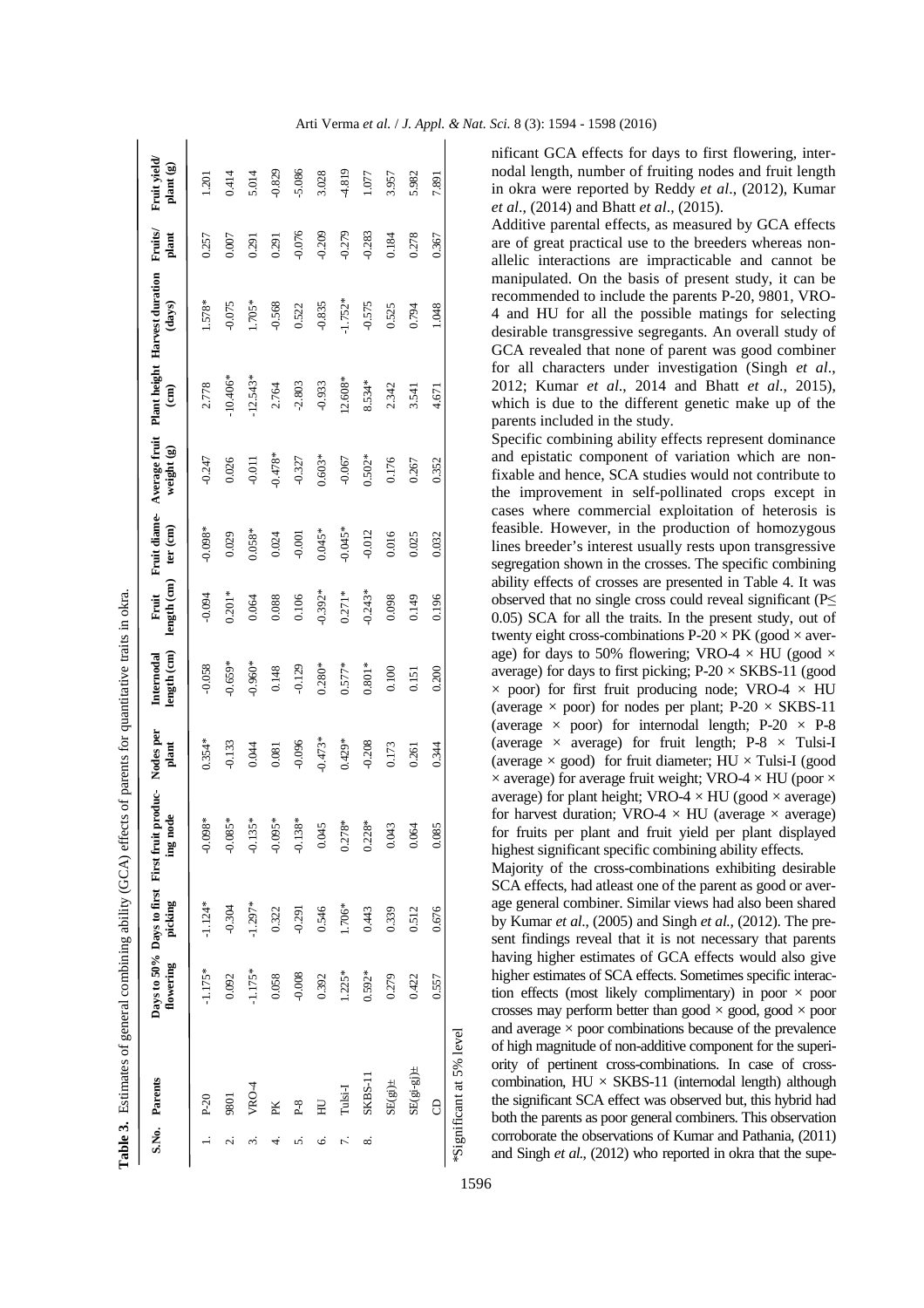**Table 3.** Estimates of general combining ability (GCA) effects of parents for quantitative traits in okra.

| S.No. | Parents | Days to 50% flowering | Days to first picking | First fruit producing node | Nodes per plant | Internodal length (cm) | Fruit length (cm) | Fruit diameter (cm) | Average fruit weight (g) | Plant height (cm) | Harvest duration (days) | Fruits/ plant | Fruit yield/ plant (g) |
|---|---|---|---|---|---|---|---|---|---|---|---|---|---|
| 1. | P-20 | -1.175* | -1.124* | -0.098* | 0.354* | -0.058 | -0.094 | -0.098* | -0.247 | 2.778 | 1.578* | 0.257 | 1.201 |
| 2. | 9801 | 0.092 | -0.304 | -0.085* | -0.133 | -0.659* | 0.201* | 0.029 | 0.026 | -10.406* | -0.075 | 0.007 | 0.414 |
| 3. | VRO-4 | -1.175* | -1.297* | -0.135* | 0.044 | -0.960* | 0.064 | 0.058* | -0.011 | -12.543* | 1.705* | 0.291 | 5.014 |
| 4. | PK | 0.058 | 0.322 | -0.095* | 0.081 | 0.148 | 0.088 | 0.024 | -0.478* | 2.764 | -0.568 | 0.291 | -0.829 |
| 5. | P-8 | -0.008 | -0.291 | -0.138* | -0.096 | -0.129 | 0.106 | -0.001 | -0.327 | -2.803 | 0.522 | -0.076 | -5.086 |
| 6. | HU | 0.392 | 0.546 | 0.045 | -0.473* | 0.280* | -0.392* | 0.045* | 0.603* | -0.933 | -0.835 | -0.209 | 3.028 |
| 7. | Tulsi-I | 1.225* | 1.706* | 0.278* | 0.429* | 0.577* | 0.271* | -0.045* | -0.067 | 12.608* | -1.752* | -0.279 | -4.819 |
| 8. | SKBS-11 | 0.592* | 0.443 | 0.228* | -0.208 | 0.801* | -0.243* | -0.012 | 0.502* | 8.534* | -0.575 | -0.283 | 1.077 |
| | SE(gi)± | 0.279 | 0.339 | 0.043 | 0.173 | 0.100 | 0.098 | 0.016 | 0.176 | 2.342 | 0.525 | 0.184 | 3.957 |
| | SE(gi-gj)± | 0.422 | 0.512 | 0.064 | 0.261 | 0.151 | 0.149 | 0.025 | 0.267 | 3.541 | 0.794 | 0.278 | 5.982 |
| | CD | 0.557 | 0.676 | 0.085 | 0.344 | 0.200 | 0.196 | 0.032 | 0.352 | 4.671 | 1.048 | 0.367 | 7.891 |

*Significant at 5% level

nificant GCA effects for days to first flowering, internodal length, number of fruiting nodes and fruit length in okra were reported by Reddy *et al*., (2012), Kumar *et al*., (2014) and Bhatt *et al*., (2015).

Additive parental effects, as measured by GCA effects are of great practical use to the breeders whereas non-allelic interactions are impracticable and cannot be manipulated. On the basis of present study, it can be recommended to include the parents P-20, 9801, VRO-4 and HU for all the possible matings for selecting desirable transgressive segregants. An overall study of GCA revealed that none of parent was good combiner for all characters under investigation (Singh *et al*., 2012; Kumar *et al*., 2014 and Bhatt *et al*., 2015), which is due to the different genetic make up of the parents included in the study.

Specific combining ability effects represent dominance and epistatic component of variation which are non-fixable and hence, SCA studies would not contribute to the improvement in self-pollinated crops except in cases where commercial exploitation of heterosis is feasible. However, in the production of homozygous lines breeder's interest usually rests upon transgressive segregation shown in the crosses. The specific combining ability effects of crosses are presented in Table 4. It was observed that no single cross could reveal significant ($P \leq 0.05$) SCA for all the traits. In the present study, out of twenty eight cross-combinations P-20 × PK (good × average) for days to 50% flowering; VRO-4 × HU (good × average) for days to first picking; P-20 × SKBS-11 (good × poor) for first fruit producing node; VRO-4 × HU (average × poor) for nodes per plant; P-20 × SKBS-11 (average × poor) for internodal length; P-20 × P-8 (average × average) for fruit length; P-8 × Tulsi-I (average × good) for fruit diameter; HU × Tulsi-I (good × average) for average fruit weight; VRO-4 × HU (poor × average) for plant height; VRO-4 × HU (good × average) for harvest duration; VRO-4 × HU (average × average) for fruits per plant and fruit yield per plant displayed highest significant specific combining ability effects.

Majority of the cross-combinations exhibiting desirable SCA effects, had atleast one of the parent as good or average general combiner. Similar views had also been shared by Kumar *et al*., (2005) and Singh *et al.*, (2012). The present findings reveal that it is not necessary that parents having higher estimates of GCA effects would also give higher estimates of SCA effects. Sometimes specific interaction effects (most likely complimentary) in poor × poor crosses may perform better than good × good, good × poor and average × poor combinations because of the prevalence of high magnitude of non-additive component for the superiority of pertinent cross-combinations. In case of cross-combination, HU × SKBS-11 (internodal length) although the significant SCA effect was observed but, this hybrid had both the parents as poor general combiners. This observation corroborate the observations of Kumar and Pathania, (2011) and Singh *et al*., (2012) who reported in okra that the supe-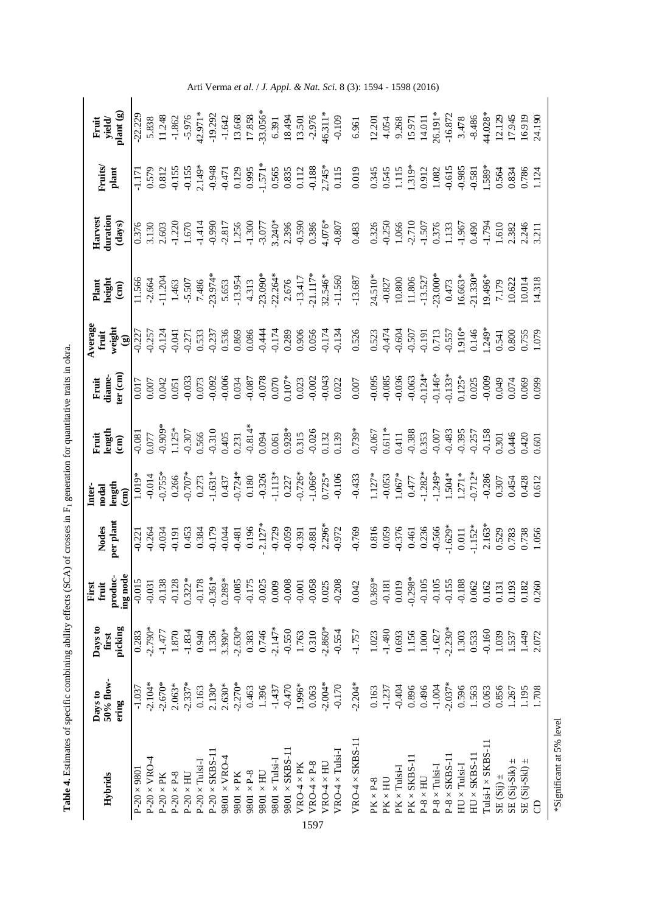**Table 4.** Estimates of specific combining ability effects (SCA) of crosses in $F_1$ generation for quantitative traits in okra.

| Hybrids | Days to 50% flowering | Days to first picking | First fruit producing node | Nodes per plant | Inter-nodal length (cm) | Fruit length (cm) | Fruit diameter (cm) | Average fruit weight (g) | Plant height (cm) | Harvest duration (days) | Fruits/ plant | Fruit yield/ plant (g) |
|---|---|---|---|---|---|---|---|---|---|---|---|---|
| P-20 × 9801 | -1.037 | 0.283 | -0.015 | -0.221 | 1.019* | -0.081 | 0.017 | -0.227 | 11.566 | 0.376 | -1.171 | -22.229 |
| P-20 × VRO-4 | -2.104* | -2.790* | -0.031 | -0.264 | -0.014 | 0.077 | 0.007 | -0.257 | -2.664 | 3.130 | 0.579 | 5.838 |
| P-20 × PK | -2.670* | -1.477 | -0.138 | -0.034 | -0.755* | -0.909* | 0.042 | -0.124 | -11.204 | 2.603 | 0.812 | 11.248 |
| P-20 × P-8 | 2.063* | 1.870 | -0.128 | -0.191 | 0.266 | 1.125* | 0.051 | -0.041 | 1.463 | -1.220 | -0.155 | -1.862 |
| P-20 × HU | -2.337* | -1.834 | 0.322* | 0.453 | -0.707* | -0.307 | -0.033 | -0.271 | -5.507 | 1.670 | -0.155 | -5.976 |
| P-20 × Tulsi-I | 0.163 | 0.940 | -0.178 | 0.384 | 0.273 | 0.566 | 0.073 | 0.533 | 7.486 | -1.414 | 2.149* | 42.971* |
| P-20 × SKBS-11 | 2.130* | 1.336 | -0.361* | -0.179 | -1.631* | -0.310 | -0.092 | -0.237 | -23.974* | -0.990 | -0.948 | -19.292 |
| 9801 × VRO-4 | 2.630* | 3.390* | 0.289* | -0.044 | 0.437 | 0.405 | -0.006 | 0.536 | 5.653 | -2.817 | -0.471 | -1.642 |
| 9801 × PK | -2.270* | -2.630* | -0.085 | -0.481 | -0.724* | 0.231 | 0.034 | 0.869 | -13.954 | 1.256 | 0.129 | 13.668 |
| 9801 × P-8 | 0.463 | 0.383 | -0.175 | 0.196 | 0.180 | -0.814* | -0.087 | 0.086 | 4.313 | -1.300 | 0.995 | 17.858 |
| 9801 × HU | 1.396 | 0.746 | -0.025 | -2.127* | -0.326 | 0.094 | -0.078 | -0.444 | -23.090* | -3.077 | -1.571* | -33.056* |
| 9801 × Tulsi-I | -1.437 | -2.147* | 0.009 | -0.729 | -1.113* | 0.061 | 0.070 | -0.174 | -22.264* | 3.240* | 0.565 | 6.391 |
| 9801 × SKBS-11 | -0.470 | -0.550 | -0.008 | -0.059 | 0.227 | 0.928* | 0.107* | 0.289 | 2.676 | 2.396 | 0.835 | 18.494 |
| VRO-4 × PK | 1.996* | 1.763 | -0.001 | -0.391 | -0.726* | 0.315 | 0.023 | 0.906 | -13.417 | -0.590 | 0.112 | 13.501 |
| VRO-4 × P-8 | 0.063 | 0.310 | -0.058 | -0.881 | -1.066* | -0.026 | -0.002 | 0.056 | -21.117* | 0.386 | -0.188 | -2.976 |
| VRO-4 × HU | -2.004* | -2.860* | 0.025 | 2.296* | 0.725* | 0.132 | -0.043 | -0.174 | 32.546* | 4.076* | 2.745* | 46.311* |
| VRO-4 × Tulsi-I | -0.170 | -0.554 | -0.208 | -0.972 | -0.106 | 0.139 | 0.022 | -0.134 | -11.560 | -0.807 | 0.115 | -0.109 |
| VRO-4 × SKBS-11 | -2.204* | -1.757 | 0.042 | -0.769 | -0.433 | 0.739* | 0.007 | 0.526 | -13.687 | 0.483 | 0.019 | 6.961 |
| PK × P-8 | 0.163 | 1.023 | 0.369* | 0.816 | 1.127* | -0.067 | -0.095 | 0.523 | 24.510* | 0.326 | 0.345 | 12.201 |
| PK × HU | -1.237 | -1.480 | -0.181 | 0.059 | -0.053 | 0.611* | -0.085 | -0.474 | -0.827 | -0.250 | 0.545 | 4.054 |
| PK × Tulsi-I | -0.404 | 0.693 | 0.019 | -0.376 | 1.067* | 0.411 | -0.036 | -0.604 | 10.800 | 1.066 | 1.115 | 9.268 |
| PK × SKBS-11 | 0.896 | 1.156 | -0.298* | 0.461 | 0.477 | -0.388 | -0.063 | -0.507 | 11.806 | -2.710 | 1.319* | 15.971 |
| P-8 × HU | 0.496 | 1.000 | -0.105 | 0.236 | -1.282* | 0.353 | -0.124* | -0.191 | -13.527 | -1.507 | 0.912 | 14.011 |
| P-8 × Tulsi-I | -1.004 | -1.627 | -0.105 | -0.566 | -1.249* | -0.007 | -0.146* | 0.713 | -23.000* | 0.376 | 1.082 | 26.191* |
| P-8 × SKBS-11 | -2.037* | -2.230* | -0.155 | -1.629* | 1.504* | -0.483 | -0.133* | -0.557 | 0.473 | 1.133 | -0.615 | -16.872 |
| HU × Tulsi-I | 0.596 | 1.303 | -0.188 | 0.011 | 1.271* | -0.395 | 0.125* | 1.916* | 16.663* | -1.967 | -0.985 | 3.478 |
| HU × SKBS-11 | 1.563 | 0.533 | 0.062 | -1.152* | -0.712* | -0.257 | 0.025 | 0.146 | -21.330* | 0.490 | -0.581 | -8.486 |
| Tulsi-I × SKBS-11 | 0.063 | -0.160 | 0.162 | 2.163* | -0.286 | -0.158 | -0.009 | 1.249* | 19.496* | -1.794 | 1.589* | 44.028* |
| SE (Sij) ± | 0.856 | 1.039 | 0.131 | 0.529 | 0.307 | 0.301 | 0.049 | 0.541 | 7.179 | 1.610 | 0.564 | 12.129 |
| SE (Sij-Sik) ± | 1.267 | 1.537 | 0.193 | 0.783 | 0.454 | 0.446 | 0.074 | 0.800 | 10.622 | 2.382 | 0.834 | 17.945 |
| SE (Sij-Skl) ± | 1.195 | 1.449 | 0.182 | 0.738 | 0.428 | 0.420 | 0.069 | 0.755 | 10.014 | 2.246 | 0.786 | 16.919 |
| CD | 1.708 | 2.072 | 0.260 | 1.056 | 0.612 | 0.601 | 0.099 | 1.079 | 14.318 | 3.211 | 1.124 | 24.190 |

*Significant at 5% level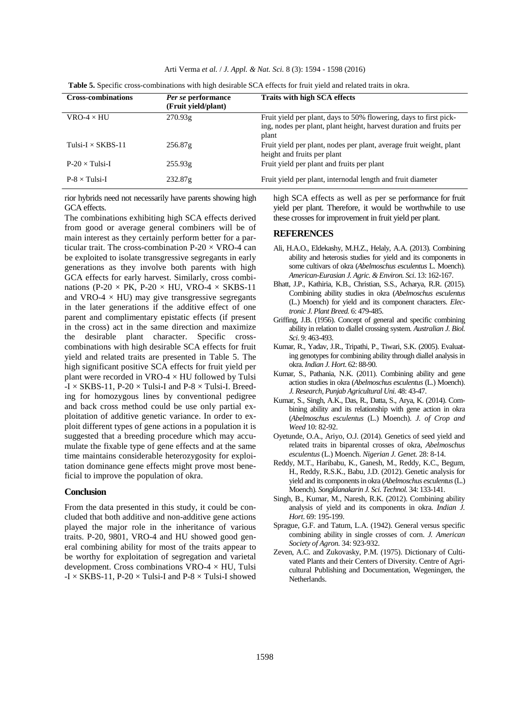**Table 5.** Specific cross-combinations with high desirable SCA effects for fruit yield and related traits in okra.

| Cross-combinations | *Per se* performance (Fruit yield/plant) | Traits with high SCA effects |
|---|---|---|
| VRO-4 × HU | 270.93g | Fruit yield per plant, days to 50% flowering, days to first picking, nodes per plant, plant height, harvest duration and fruits per plant |
| Tulsi-I × SKBS-11 | 256.87g | Fruit yield per plant, nodes per plant, average fruit weight, plant height and fruits per plant |
| P-20 × Tulsi-I | 255.93g | Fruit yield per plant and fruits per plant |
| P-8 × Tulsi-I | 232.87g | Fruit yield per plant, internodal length and fruit diameter |

rior hybrids need not necessarily have parents showing high GCA effects.

The combinations exhibiting high SCA effects derived from good or average general combiners will be of main interest as they certainly perform better for a particular trait. The cross-combination P-20 × VRO-4 can be exploited to isolate transgressive segregants in early generations as they involve both parents with high GCA effects for early harvest. Similarly, cross combinations (P-20 × PK, P-20 × HU, VRO-4 × SKBS-11 and VRO-4 × HU) may give transgressive segregants in the later generations if the additive effect of one parent and complimentary epistatic effects (if present in the cross) act in the same direction and maximize the desirable plant character. Specific cross-combinations with high desirable SCA effects for fruit yield and related traits are presented in Table 5. The high significant positive SCA effects for fruit yield per plant were recorded in VRO-4 × HU followed by Tulsi -I × SKBS-11, P-20 × Tulsi-I and P-8 × Tulsi-I. Breeding for homozygous lines by conventional pedigree and back cross method could be use only partial exploitation of additive genetic variance. In order to exploit different types of gene actions in a population it is suggested that a breeding procedure which may accumulate the fixable type of gene effects and at the same time maintains considerable heterozygosity for exploitation dominance gene effects might prove most beneficial to improve the population of okra.

## Conclusion

From the data presented in this study, it could be concluded that both additive and non-additive gene actions played the major role in the inheritance of various traits. P-20, 9801, VRO-4 and HU showed good general combining ability for most of the traits appear to be worthy for exploitation of segregation and varietal development. Cross combinations VRO-4 × HU, Tulsi -I × SKBS-11, P-20 × Tulsi-I and P-8 × Tulsi-I showed high SCA effects as well as per se performance for fruit yield per plant. Therefore, it would be worthwhile to use these crosses for improvement in fruit yield per plant.

## REFERENCES

Ali, H.A.O., Eldekashy, M.H.Z., Helaly, A.A. (2013). Combining ability and heterosis studies for yield and its components in some cultivars of okra (*Abelmoschus esculentus* L. Moench). *American-Eurasian J. Agric. & Environ. Sci.* 13: 162-167.

Bhatt, J.P., Kathiria, K.B., Christian, S.S., Acharya, R.R. (2015). Combining ability studies in okra (*Abelmoschus esculentus* (L.) Moench) for yield and its component characters. *Electronic J. Plant Breed.* 6: 479-485.

Griffing, J.B. (1956). Concept of general and specific combining ability in relation to diallel crossing system. *Australian J. Biol. Sci*. 9: 463-493.

Kumar, R., Yadav, J.R., Tripathi, P., Tiwari, S.K. (2005). Evaluating genotypes for combining ability through diallel analysis in okra. *Indian J. Hort*. 62: 88-90.

Kumar, S., Pathania, N.K. (2011). Combining ability and gene action studies in okra (*Abelmoschus esculentus* (L.) Moench). *J. Research, Punjab Agricultural Uni.* 48: 43-47.

Kumar, S., Singh, A.K., Das, R., Datta, S., Arya, K. (2014). Combining ability and its relationship with gene action in okra (*Abelmoschus esculentus* (L.) Moench). *J. of Crop and Weed* 10: 82-92.

Oyetunde, O.A., Ariyo, O.J. (2014). Genetics of seed yield and related traits in biparental crosses of okra, *Abelmoschus esculentus* (L.) Moench. *Nigerian J. Genet.* 28: 8-14.

Reddy, M.T., Haribabu, K., Ganesh, M., Reddy, K.C., Begum, H., Reddy, R.S.K., Babu, J.D. (2012). Genetic analysis for yield and its components in okra (*Abelmoschus esculentus* (L.) Moench). *Songklanakarin J. Sci. Technol.* 34: 133-141.

Singh, B., Kumar, M., Naresh, R.K. (2012). Combining ability analysis of yield and its components in okra. *Indian J. Hort*. 69: 195-199.

Sprague, G.F. and Tatum, L.A. (1942). General versus specific combining ability in single crosses of corn. *J. American Society of Agron.* 34: 923-932.

Zeven, A.C. and Zukovasky, P.M. (1975). Dictionary of Cultivated Plants and their Centers of Diversity. Centre of Agricultural Publishing and Documentation, Wegeningen, the Netherlands.